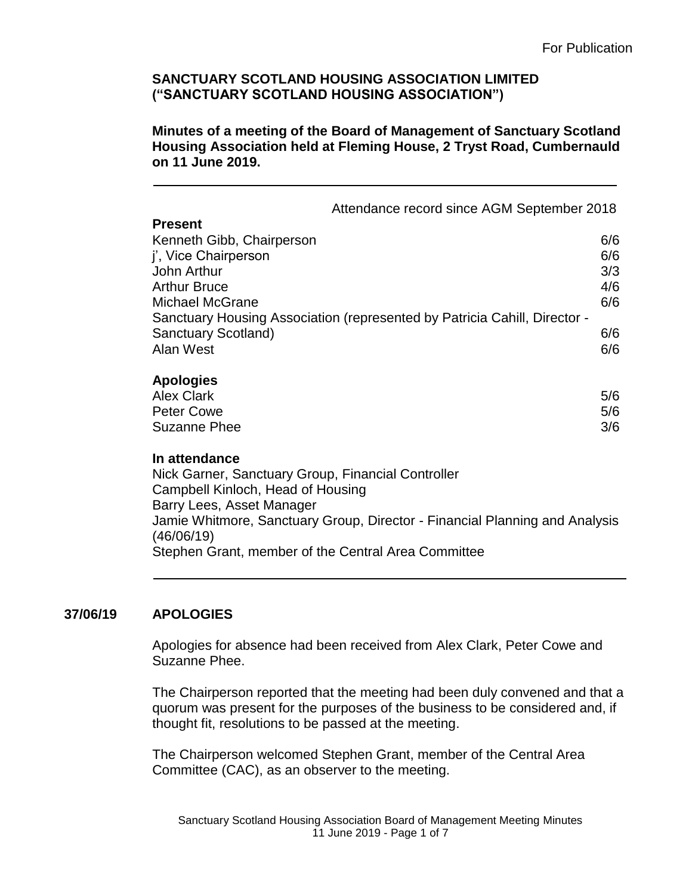For Publication

**SANCTUARY SCOTLAND HOUSING ASSOCIATION LIMITED („SANCTUARY SCOTLAND HOUSING ASSOCIATION")**

**Minutes of a meeting of the Board of Management of Sanctuary Scotland Housing Association held at Fleming House, 2 Tryst Road, Cumbernauld on 11 June 2019.**

---

| | Attendance record since AGM September 2018 |
|---|---|
| **Present** | |
| Kenneth Gibb, Chairperson | 6/6 |
| j', Vice Chairperson | 6/6 |
| John Arthur | 3/3 |
| Arthur Bruce | 4/6 |
| Michael McGrane | 6/6 |
| Sanctuary Housing Association (represented by Patricia Cahill, Director - Sanctuary Scotland) | 6/6 |
| Alan West | 6/6 |
| **Apologies** | |
| Alex Clark | 5/6 |
| Peter Cowe | 5/6 |
| Suzanne Phee | 3/6 |

**In attendance**

Nick Garner, Sanctuary Group, Financial Controller
Campbell Kinloch, Head of Housing
Barry Lees, Asset Manager
Jamie Whitmore, Sanctuary Group, Director - Financial Planning and Analysis (46/06/19)
Stephen Grant, member of the Central Area Committee

---

**37/06/19 APOLOGIES**

Apologies for absence had been received from Alex Clark, Peter Cowe and Suzanne Phee.

The Chairperson reported that the meeting had been duly convened and that a quorum was present for the purposes of the business to be considered and, if thought fit, resolutions to be passed at the meeting.

The Chairperson welcomed Stephen Grant, member of the Central Area Committee (CAC), as an observer to the meeting.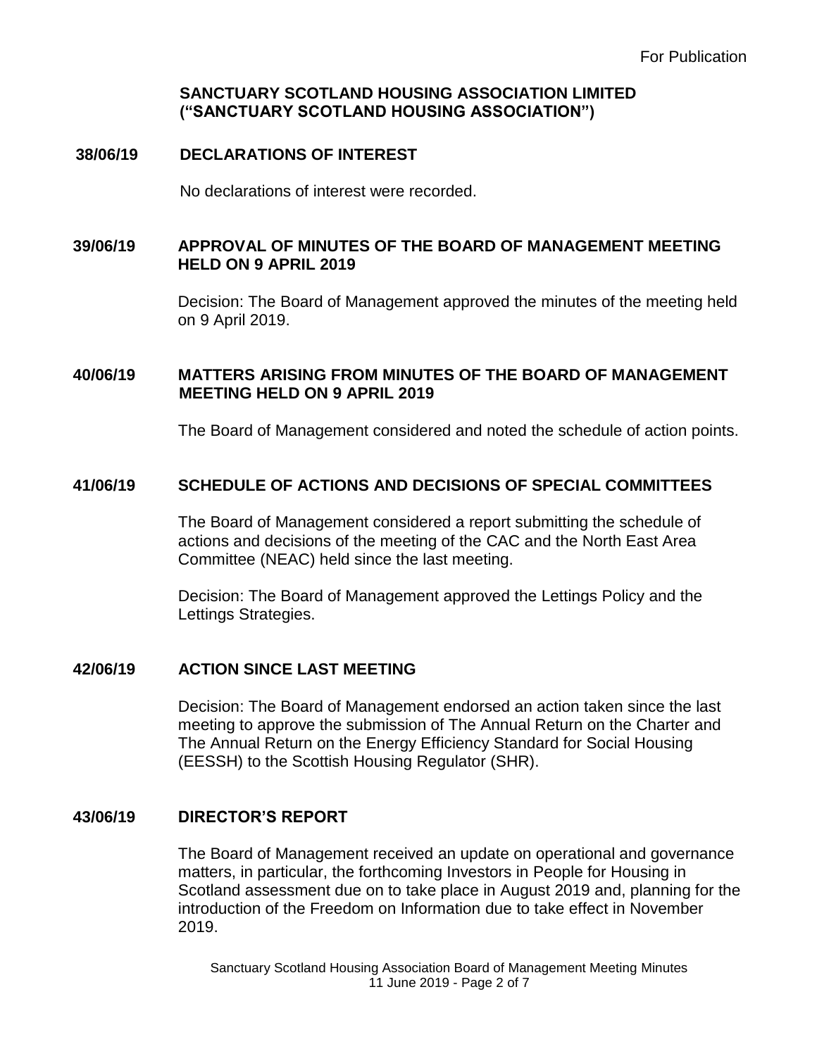For Publication

**SANCTUARY SCOTLAND HOUSING ASSOCIATION LIMITED**
**("SANCTUARY SCOTLAND HOUSING ASSOCIATION")**

## 38/06/19 DECLARATIONS OF INTEREST

No declarations of interest were recorded.

## 39/06/19 APPROVAL OF MINUTES OF THE BOARD OF MANAGEMENT MEETING HELD ON 9 APRIL 2019

Decision: The Board of Management approved the minutes of the meeting held on 9 April 2019.

## 40/06/19 MATTERS ARISING FROM MINUTES OF THE BOARD OF MANAGEMENT MEETING HELD ON 9 APRIL 2019

The Board of Management considered and noted the schedule of action points.

## 41/06/19 SCHEDULE OF ACTIONS AND DECISIONS OF SPECIAL COMMITTEES

The Board of Management considered a report submitting the schedule of actions and decisions of the meeting of the CAC and the North East Area Committee (NEAC) held since the last meeting.

Decision: The Board of Management approved the Lettings Policy and the Lettings Strategies.

## 42/06/19 ACTION SINCE LAST MEETING

Decision: The Board of Management endorsed an action taken since the last meeting to approve the submission of The Annual Return on the Charter and The Annual Return on the Energy Efficiency Standard for Social Housing (EESSH) to the Scottish Housing Regulator (SHR).

## 43/06/19 DIRECTOR'S REPORT

The Board of Management received an update on operational and governance matters, in particular, the forthcoming Investors in People for Housing in Scotland assessment due on to take place in August 2019 and, planning for the introduction of the Freedom on Information due to take effect in November 2019.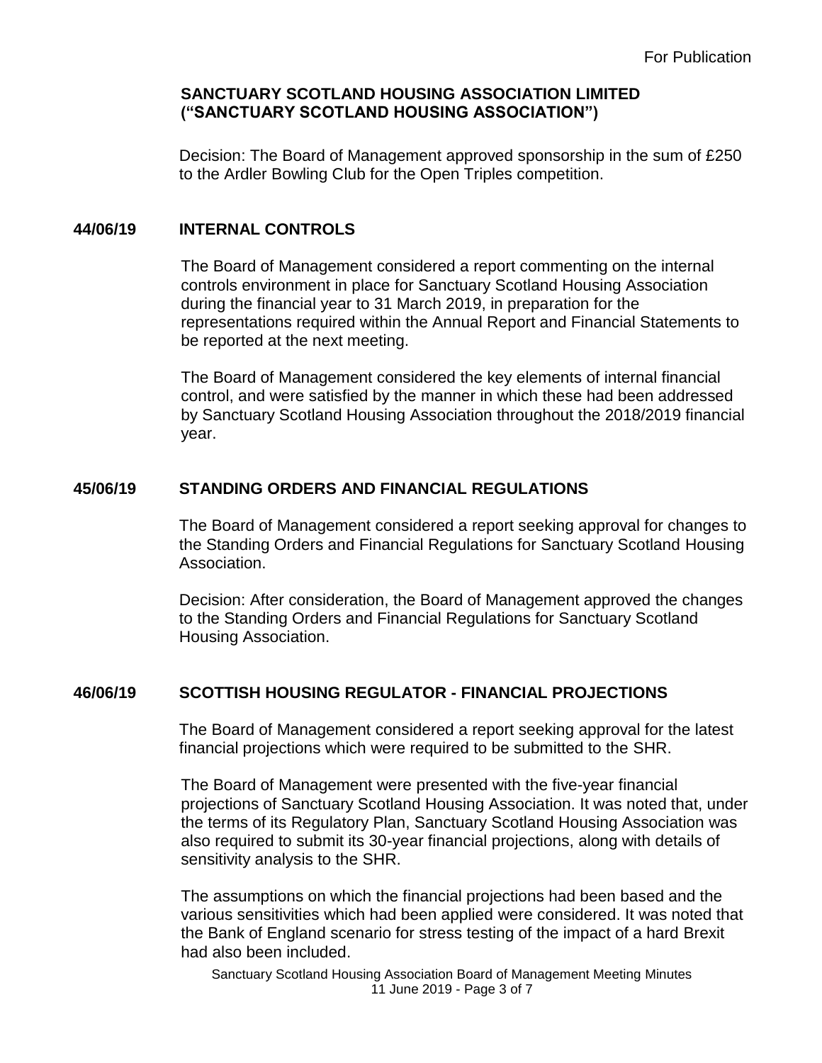**SANCTUARY SCOTLAND HOUSING ASSOCIATION LIMITED ("SANCTUARY SCOTLAND HOUSING ASSOCIATION")**

Decision: The Board of Management approved sponsorship in the sum of £250 to the Ardler Bowling Club for the Open Triples competition.

## 44/06/19 INTERNAL CONTROLS

The Board of Management considered a report commenting on the internal controls environment in place for Sanctuary Scotland Housing Association during the financial year to 31 March 2019, in preparation for the representations required within the Annual Report and Financial Statements to be reported at the next meeting.

The Board of Management considered the key elements of internal financial control, and were satisfied by the manner in which these had been addressed by Sanctuary Scotland Housing Association throughout the 2018/2019 financial year.

## 45/06/19 STANDING ORDERS AND FINANCIAL REGULATIONS

The Board of Management considered a report seeking approval for changes to the Standing Orders and Financial Regulations for Sanctuary Scotland Housing Association.

Decision: After consideration, the Board of Management approved the changes to the Standing Orders and Financial Regulations for Sanctuary Scotland Housing Association.

## 46/06/19 SCOTTISH HOUSING REGULATOR - FINANCIAL PROJECTIONS

The Board of Management considered a report seeking approval for the latest financial projections which were required to be submitted to the SHR.

The Board of Management were presented with the five-year financial projections of Sanctuary Scotland Housing Association. It was noted that, under the terms of its Regulatory Plan, Sanctuary Scotland Housing Association was also required to submit its 30-year financial projections, along with details of sensitivity analysis to the SHR.

The assumptions on which the financial projections had been based and the various sensitivities which had been applied were considered. It was noted that the Bank of England scenario for stress testing of the impact of a hard Brexit had also been included.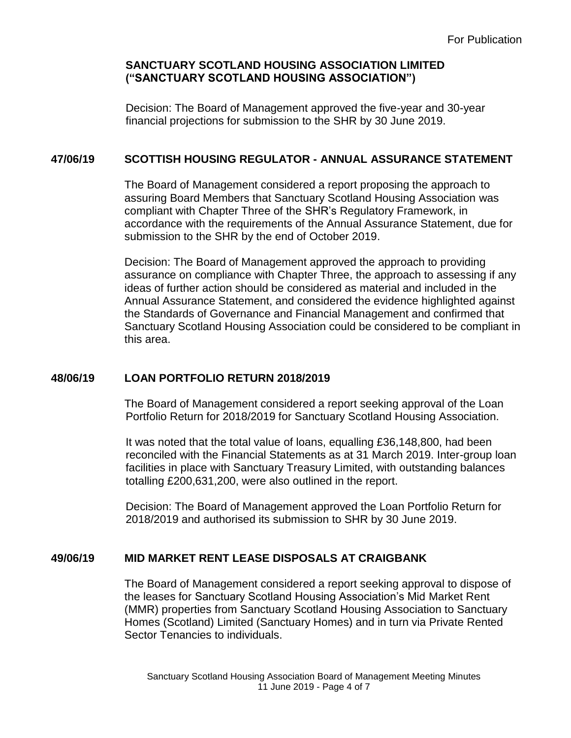For Publication

**SANCTUARY SCOTLAND HOUSING ASSOCIATION LIMITED ("SANCTUARY SCOTLAND HOUSING ASSOCIATION")**

Decision: The Board of Management approved the five-year and 30-year financial projections for submission to the SHR by 30 June 2019.

## 47/06/19 SCOTTISH HOUSING REGULATOR - ANNUAL ASSURANCE STATEMENT

The Board of Management considered a report proposing the approach to assuring Board Members that Sanctuary Scotland Housing Association was compliant with Chapter Three of the SHR's Regulatory Framework, in accordance with the requirements of the Annual Assurance Statement, due for submission to the SHR by the end of October 2019.

Decision: The Board of Management approved the approach to providing assurance on compliance with Chapter Three, the approach to assessing if any ideas of further action should be considered as material and included in the Annual Assurance Statement, and considered the evidence highlighted against the Standards of Governance and Financial Management and confirmed that Sanctuary Scotland Housing Association could be considered to be compliant in this area.

## 48/06/19 LOAN PORTFOLIO RETURN 2018/2019

The Board of Management considered a report seeking approval of the Loan Portfolio Return for 2018/2019 for Sanctuary Scotland Housing Association.

It was noted that the total value of loans, equalling £36,148,800, had been reconciled with the Financial Statements as at 31 March 2019. Inter-group loan facilities in place with Sanctuary Treasury Limited, with outstanding balances totalling £200,631,200, were also outlined in the report.

Decision: The Board of Management approved the Loan Portfolio Return for 2018/2019 and authorised its submission to SHR by 30 June 2019.

## 49/06/19 MID MARKET RENT LEASE DISPOSALS AT CRAIGBANK

The Board of Management considered a report seeking approval to dispose of the leases for Sanctuary Scotland Housing Association's Mid Market Rent (MMR) properties from Sanctuary Scotland Housing Association to Sanctuary Homes (Scotland) Limited (Sanctuary Homes) and in turn via Private Rented Sector Tenancies to individuals.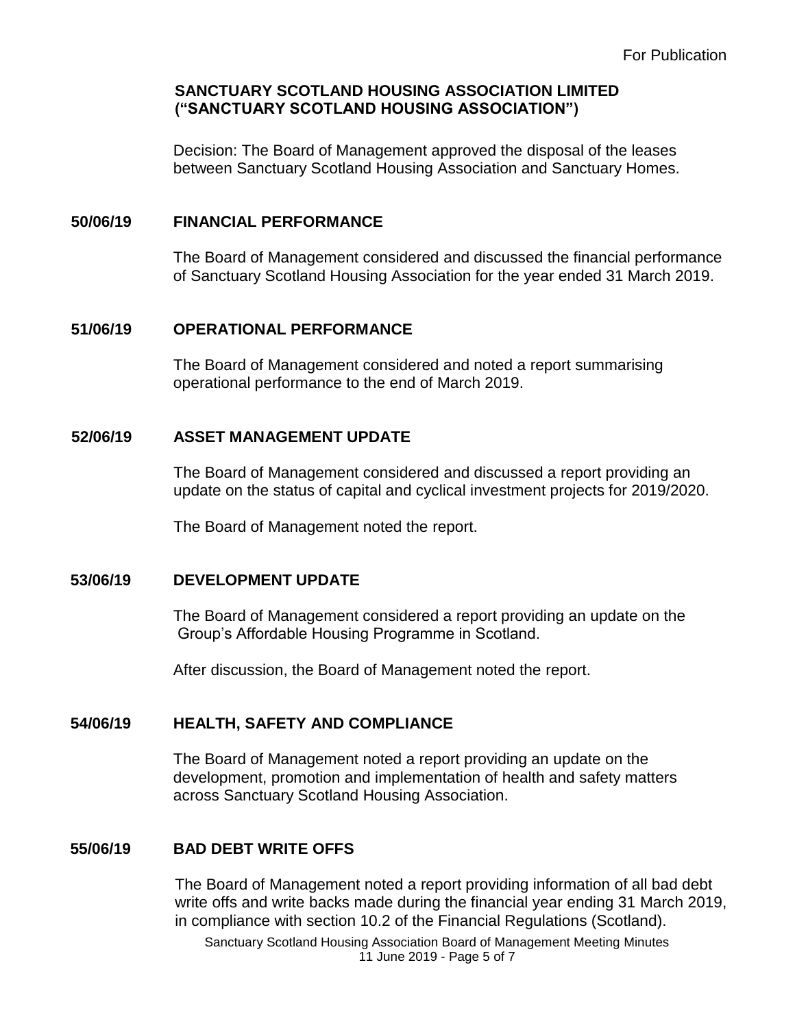For Publication

**SANCTUARY SCOTLAND HOUSING ASSOCIATION LIMITED (“SANCTUARY SCOTLAND HOUSING ASSOCIATION”)**

Decision: The Board of Management approved the disposal of the leases between Sanctuary Scotland Housing Association and Sanctuary Homes.

## 50/06/19 FINANCIAL PERFORMANCE

The Board of Management considered and discussed the financial performance of Sanctuary Scotland Housing Association for the year ended 31 March 2019.

## 51/06/19 OPERATIONAL PERFORMANCE

The Board of Management considered and noted a report summarising operational performance to the end of March 2019.

## 52/06/19 ASSET MANAGEMENT UPDATE

The Board of Management considered and discussed a report providing an update on the status of capital and cyclical investment projects for 2019/2020.

The Board of Management noted the report.

## 53/06/19 DEVELOPMENT UPDATE

The Board of Management considered a report providing an update on the Group’s Affordable Housing Programme in Scotland.

After discussion, the Board of Management noted the report.

## 54/06/19 HEALTH, SAFETY AND COMPLIANCE

The Board of Management noted a report providing an update on the development, promotion and implementation of health and safety matters across Sanctuary Scotland Housing Association.

## 55/06/19 BAD DEBT WRITE OFFS

The Board of Management noted a report providing information of all bad debt write offs and write backs made during the financial year ending 31 March 2019, in compliance with section 10.2 of the Financial Regulations (Scotland).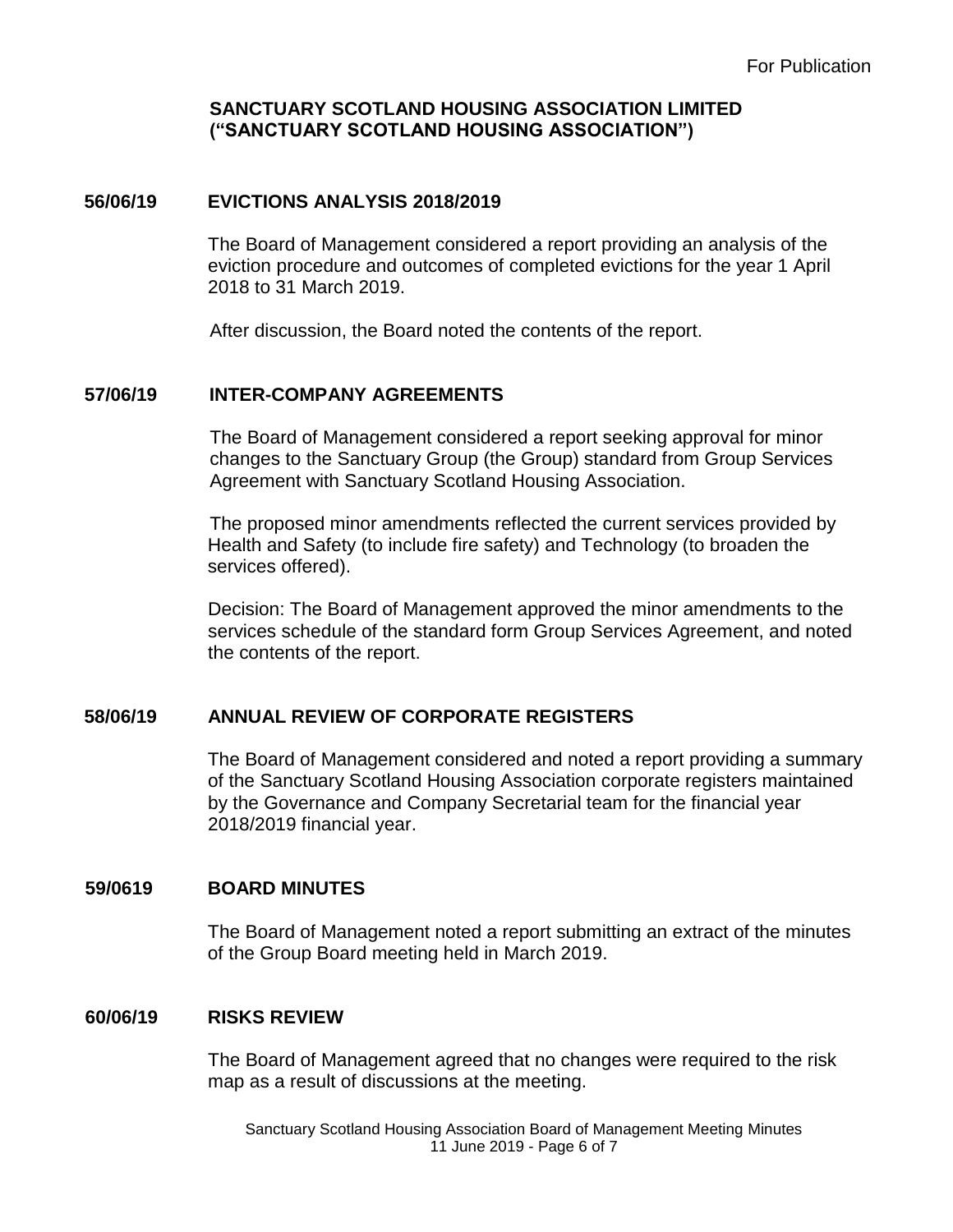For Publication

**SANCTUARY SCOTLAND HOUSING ASSOCIATION LIMITED („SANCTUARY SCOTLAND HOUSING ASSOCIATION")**

## 56/06/19 EVICTIONS ANALYSIS 2018/2019

The Board of Management considered a report providing an analysis of the eviction procedure and outcomes of completed evictions for the year 1 April 2018 to 31 March 2019.

After discussion, the Board noted the contents of the report.

## 57/06/19 INTER-COMPANY AGREEMENTS

The Board of Management considered a report seeking approval for minor changes to the Sanctuary Group (the Group) standard from Group Services Agreement with Sanctuary Scotland Housing Association.

The proposed minor amendments reflected the current services provided by Health and Safety (to include fire safety) and Technology (to broaden the services offered).

Decision: The Board of Management approved the minor amendments to the services schedule of the standard form Group Services Agreement, and noted the contents of the report.

## 58/06/19 ANNUAL REVIEW OF CORPORATE REGISTERS

The Board of Management considered and noted a report providing a summary of the Sanctuary Scotland Housing Association corporate registers maintained by the Governance and Company Secretarial team for the financial year 2018/2019 financial year.

## 59/0619 BOARD MINUTES

The Board of Management noted a report submitting an extract of the minutes of the Group Board meeting held in March 2019.

## 60/06/19 RISKS REVIEW

The Board of Management agreed that no changes were required to the risk map as a result of discussions at the meeting.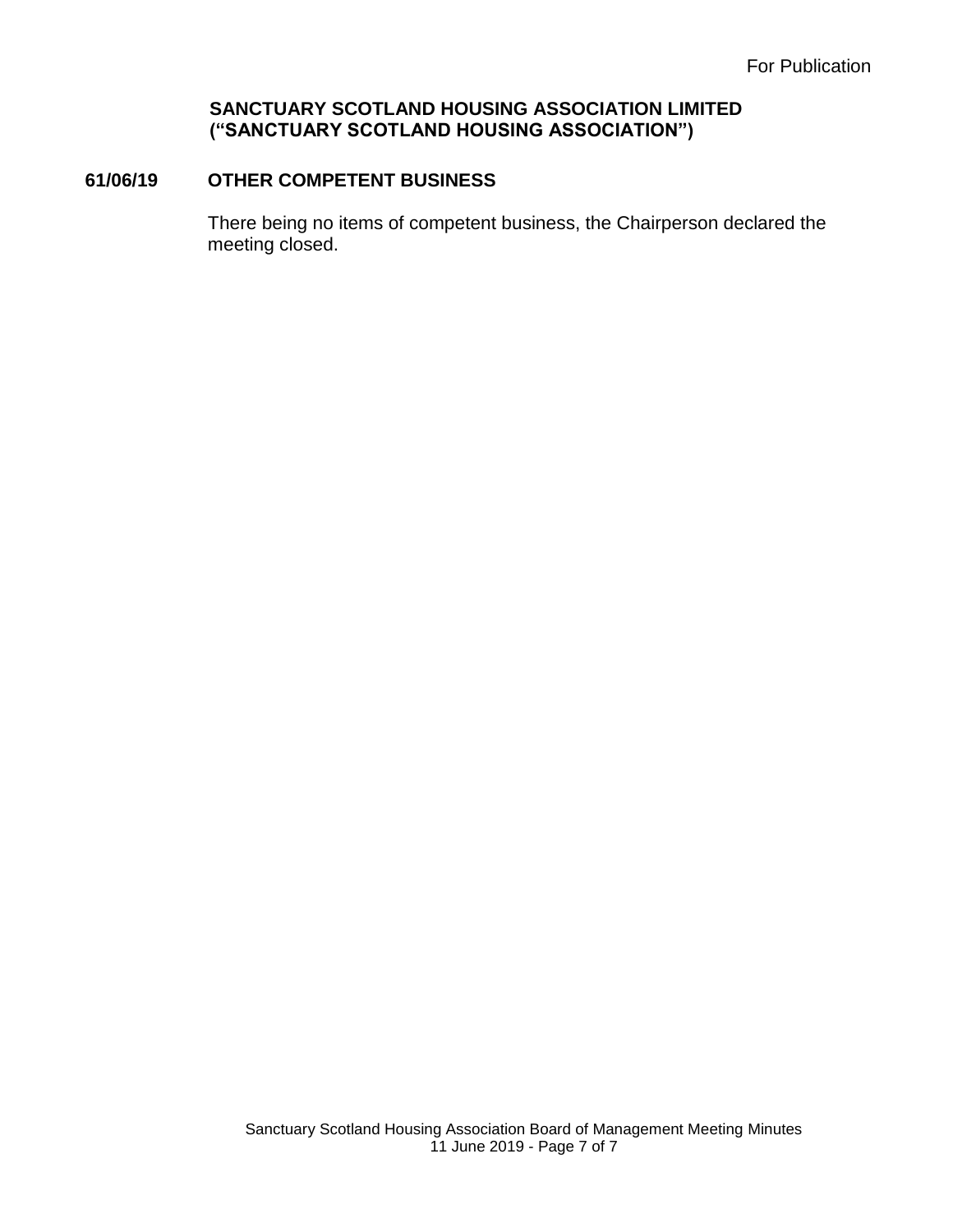**SANCTUARY SCOTLAND HOUSING ASSOCIATION LIMITED ("SANCTUARY SCOTLAND HOUSING ASSOCIATION")**

**61/06/19 OTHER COMPETENT BUSINESS**

There being no items of competent business, the Chairperson declared the meeting closed.